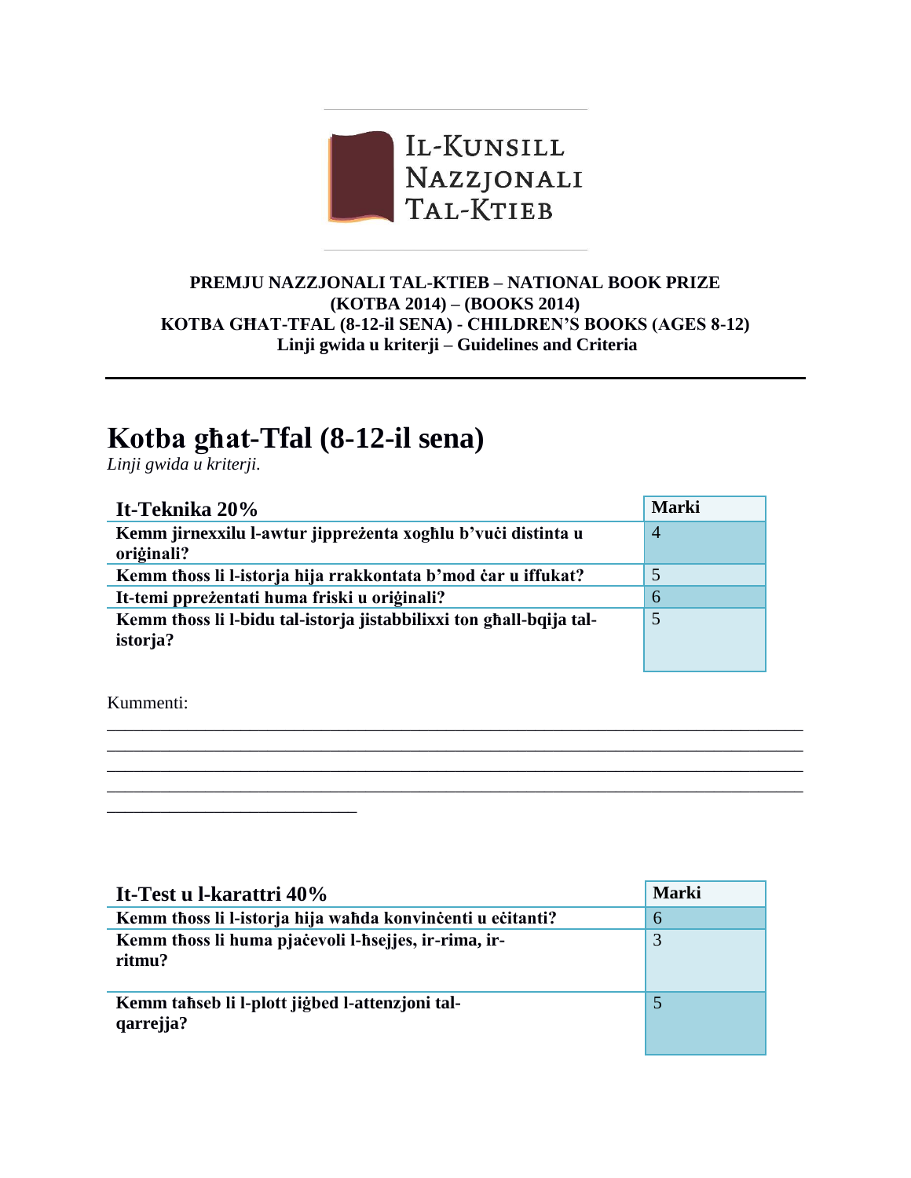IL-KUNSILL NAZZJONALI TAL-KTIEB

**PREMJU NAZZJONALI TAL-KTIEB – NATIONAL BOOK PRIZE**
**(KOTBA 2014) – (BOOKS 2014)**
**KOTBA GĦAT-TFAL (8-12-il SENA) - CHILDREN'S BOOKS (AGES 8-12)**
**Linji gwida u kriterji – Guidelines and Criteria**

# Kotba għat-Tfal (8-12-il sena)

*Linji gwida u kriterji.*

| It-Teknika 20% | Marki |
|---|---|
| **Kemm jirnexxilu l-awtur jippreżenta xogħlu b'vuċi distinta u oriġinali?** | 4 |
| **Kemm tħoss li l-istorja hija rrakkontata b'mod ċar u iffukat?** | 5 |
| **It-temi ppreżentati huma friski u oriġinali?** | 6 |
| **Kemm tħoss li l-bidu tal-istorja jistabbilixxi ton għall-bqija tal-istorja?** | 5 |

Kummenti:
_______________________________________________________________________________
_______________________________________________________________________________
_______________________________________________________________________________
_______________________________________________________________________________
____________________________

| It-Test u l-karattri 40% | Marki |
|---|---|
| **Kemm tħoss li l-istorja hija waħda konvinċenti u eċitanti?** | 6 |
| **Kemm tħoss li huma pjaċevoli l-ħsejjes, ir-rima, ir-ritmu?** | 3 |
| **Kemm taħseb li l-plott jiġbed l-attenzjoni tal-qarrejja?** | 5 |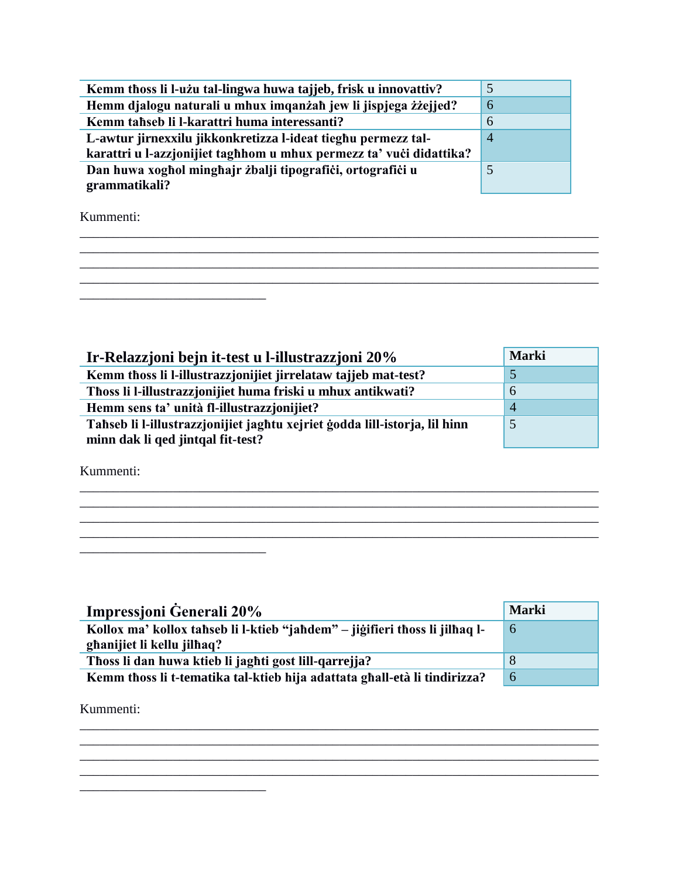| Kemm tħoss li l-użu tal-lingwa huwa tajjeb, frisk u innovattiv? | 5 |
|---|---|
| Hemm djalogu naturali u mhux imqanżaħ jew li jispjega żżejjed? | 6 |
| Kemm taħseb li l-karattri huma interessanti? | 6 |
| L-awtur jirnexxilu jikkonkretizza l-ideat tiegħu permezz tal-karattri u l-azzjonijiet tagħhom u mhux permezz ta' vuċi didattika? | 4 |
| Dan huwa xogħol mingħajr żbalji tipografiċi, ortografiċi u grammatikali? | 5 |

Kummenti:
______________________________________________________________________________
______________________________________________________________________________
______________________________________________________________________________
______________________________________________________________________________
____________________________

| **Ir-Relazzjoni bejn it-test u l-illustrazzjoni 20%** | **Marki** |
|---|---|
| **Kemm tħoss li l-illustrazzjonijiet jirrelataw tajjeb mat-test?** | 5 |
| **Tħoss li l-illustrazzjonijiet huma friski u mhux antikwati?** | 6 |
| **Hemm sens ta' unità fl-illustrazzjonijiet?** | 4 |
| **Taħseb li l-illustrazzjonijiet jagħtu xejriet ġodda lill-istorja, lil hinn minn dak li qed jintqal fit-test?** | 5 |

Kummenti:
______________________________________________________________________________
______________________________________________________________________________
______________________________________________________________________________
______________________________________________________________________________
____________________________

| **Impressjoni Ġenerali 20%** | **Marki** |
|---|---|
| **Kollox ma' kollox taħseb li l-ktieb "jaħdem" – jiġifieri tħoss li jilħaq l-għanijiet li kellu jilħaq?** | 6 |
| **Tħoss li dan huwa ktieb li jagħti gost lill-qarrejja?** | 8 |
| **Kemm tħoss li t-tematika tal-ktieb hija adattata għall-età li tindirizza?** | 6 |

Kummenti:
______________________________________________________________________________
______________________________________________________________________________
______________________________________________________________________________
______________________________________________________________________________
____________________________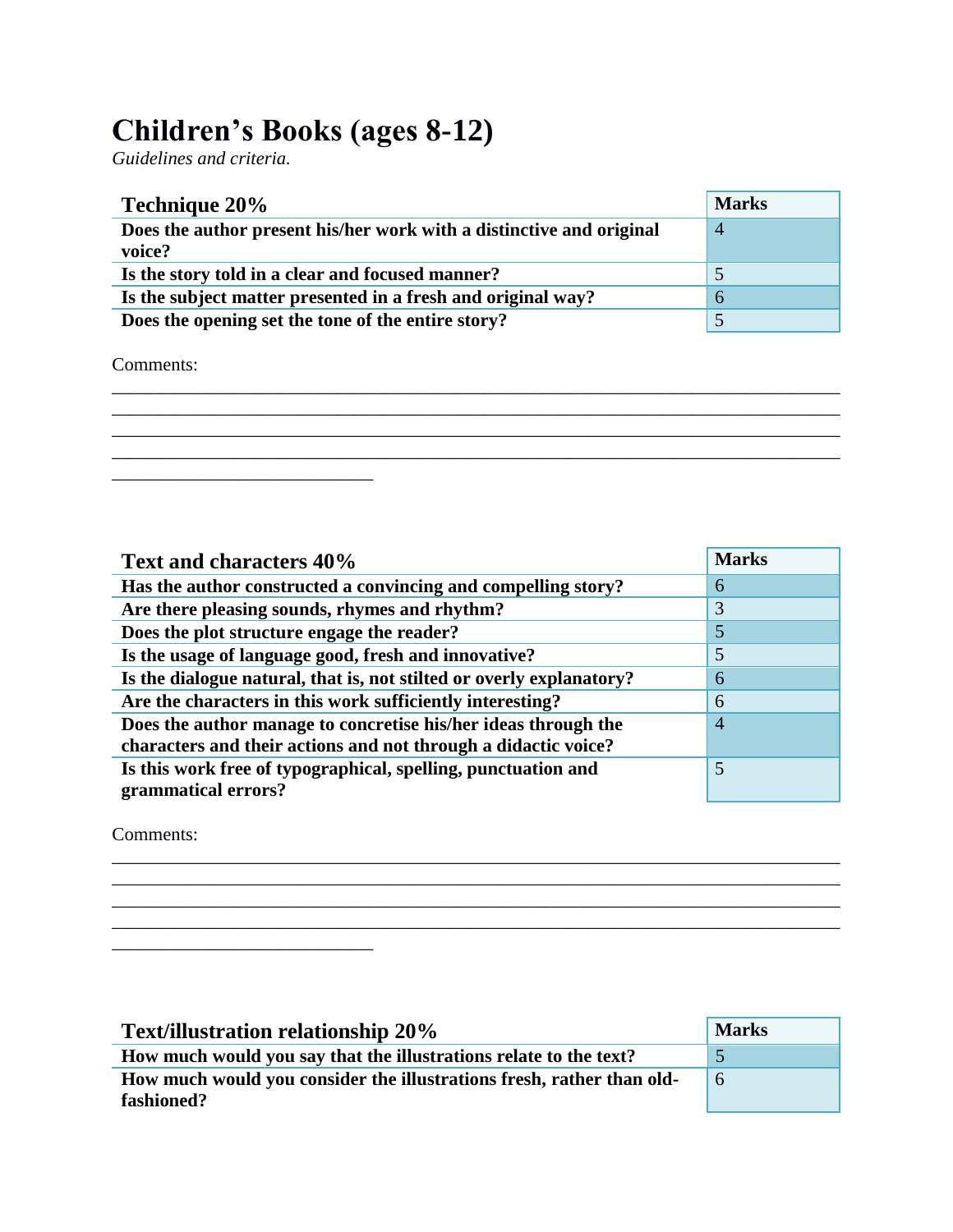# Children's Books (ages 8-12)

*Guidelines and criteria.*

| Technique 20% | Marks |
| --- | --- |
| **Does the author present his/her work with a distinctive and original voice?** | 4 |
| **Is the story told in a clear and focused manner?** | 5 |
| **Is the subject matter presented in a fresh and original way?** | 6 |
| **Does the opening set the tone of the entire story?** | 5 |

Comments:

________________________________________________________________________________
________________________________________________________________________________
________________________________________________________________________________
________________________________________________________________________________
______________________________

| Text and characters 40% | Marks |
| --- | --- |
| **Has the author constructed a convincing and compelling story?** | 6 |
| **Are there pleasing sounds, rhymes and rhythm?** | 3 |
| **Does the plot structure engage the reader?** | 5 |
| **Is the usage of language good, fresh and innovative?** | 5 |
| **Is the dialogue natural, that is, not stilted or overly explanatory?** | 6 |
| **Are the characters in this work sufficiently interesting?** | 6 |
| **Does the author manage to concretise his/her ideas through the characters and their actions and not through a didactic voice?** | 4 |
| **Is this work free of typographical, spelling, punctuation and grammatical errors?** | 5 |

Comments:

________________________________________________________________________________
________________________________________________________________________________
________________________________________________________________________________
________________________________________________________________________________
______________________________

| Text/illustration relationship 20% | Marks |
| --- | --- |
| **How much would you say that the illustrations relate to the text?** | 5 |
| **How much would you consider the illustrations fresh, rather than old-fashioned?** | 6 |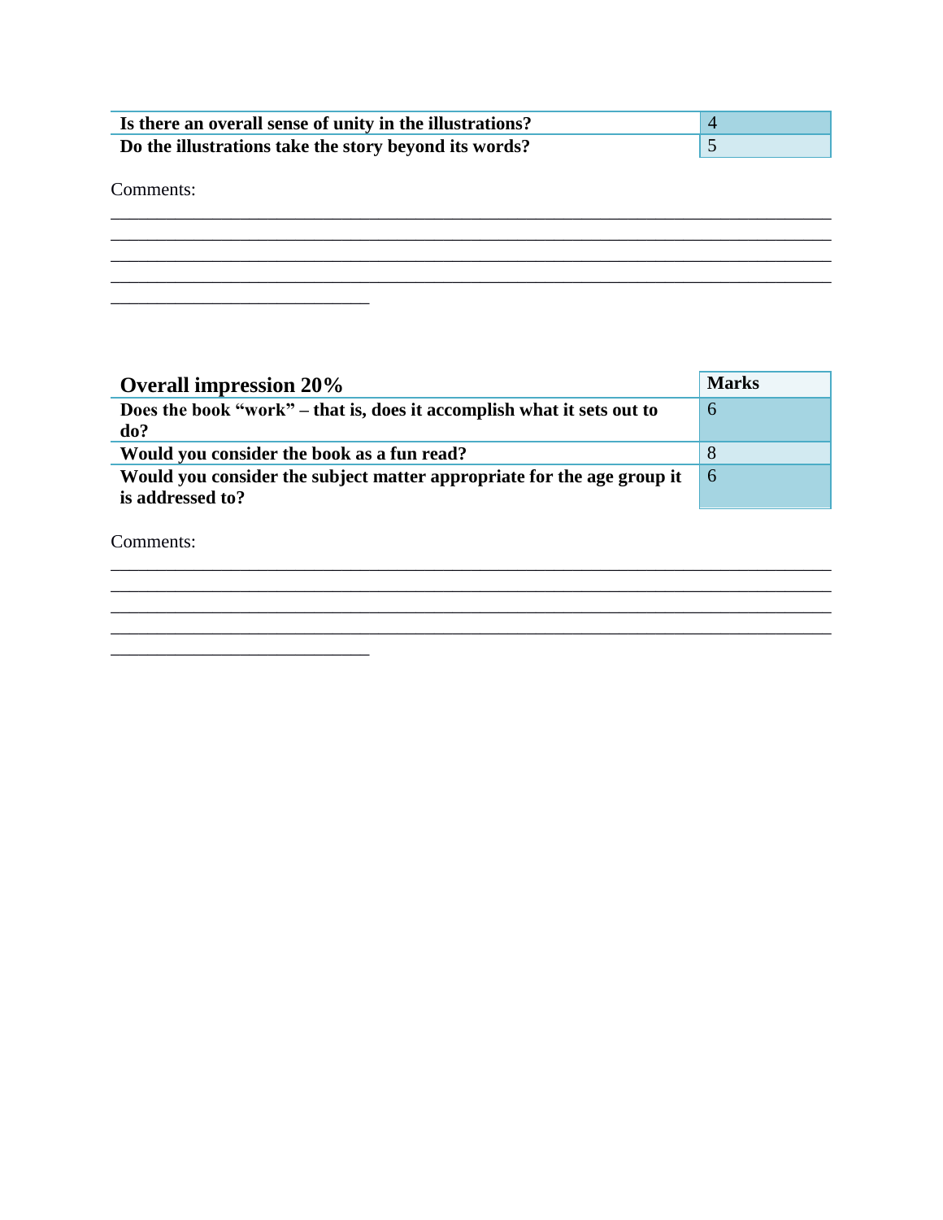| | |
|---|---|
| **Is there an overall sense of unity in the illustrations?** | 4 |
| **Do the illustrations take the story beyond its words?** | 5 |

Comments:

______________________________________________________________________________
______________________________________________________________________________
______________________________________________________________________________
______________________________________________________________________________
____________________________

| **Overall impression 20%** | **Marks** |
|---|---|
| **Does the book "work" – that is, does it accomplish what it sets out to do?** | 6 |
| **Would you consider the book as a fun read?** | 8 |
| **Would you consider the subject matter appropriate for the age group it is addressed to?** | 6 |

Comments:

______________________________________________________________________________
______________________________________________________________________________
______________________________________________________________________________
______________________________________________________________________________
____________________________